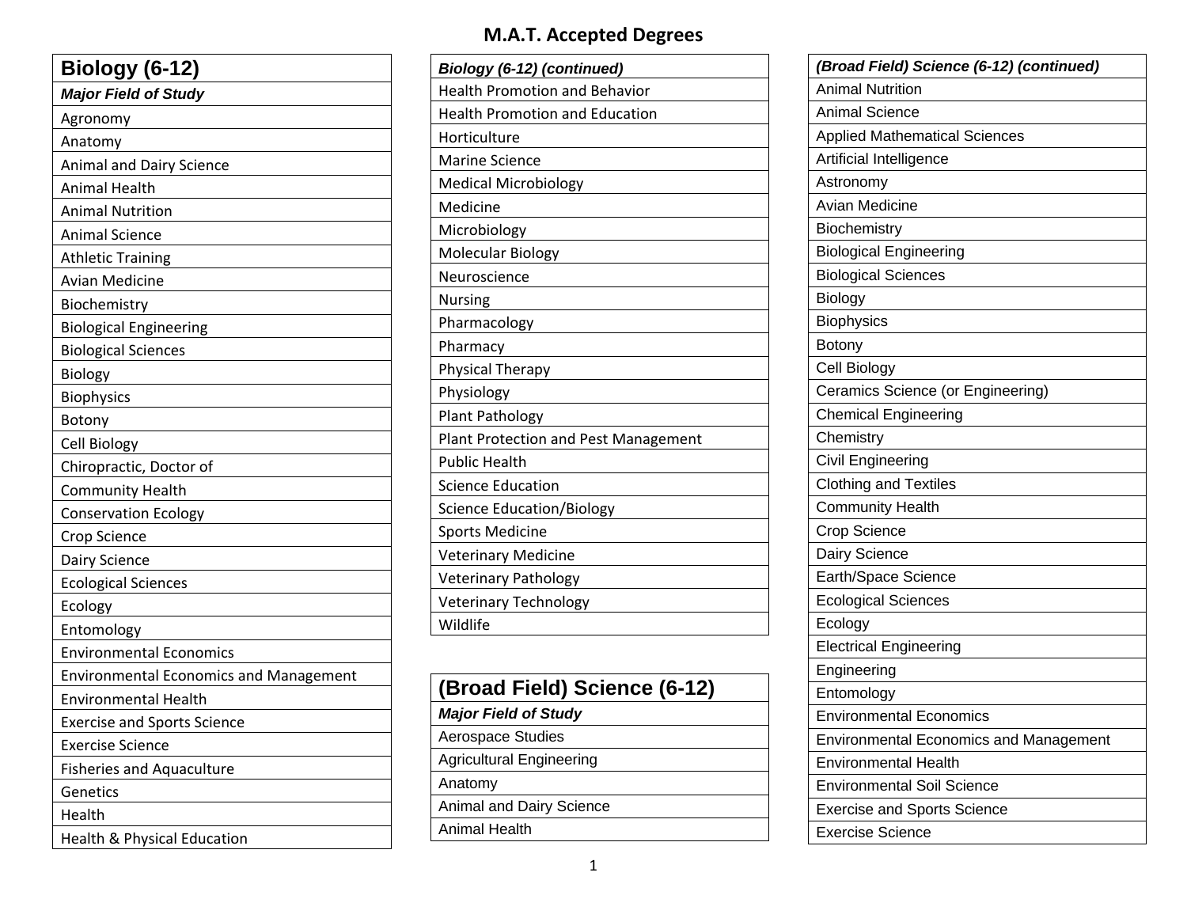# M.A.T. Accepted Degrees

| Biology (6-12) |
|---|
| ***Major Field of Study*** |
| Agronomy |
| Anatomy |
| Animal and Dairy Science |
| Animal Health |
| Animal Nutrition |
| Animal Science |
| Athletic Training |
| Avian Medicine |
| Biochemistry |
| Biological Engineering |
| Biological Sciences |
| Biology |
| Biophysics |
| Botony |
| Cell Biology |
| Chiropractic, Doctor of |
| Community Health |
| Conservation Ecology |
| Crop Science |
| Dairy Science |
| Ecological Sciences |
| Ecology |
| Entomology |
| Environmental Economics |
| Environmental Economics and Management |
| Environmental Health |
| Exercise and Sports Science |
| Exercise Science |
| Fisheries and Aquaculture |
| Genetics |
| Health |
| Health & Physical Education |
| Health Promotion and Behavior |
| Health Promotion and Education |
| Horticulture |
| Marine Science |
| Medical Microbiology |
| Medicine |
| Microbiology |
| Molecular Biology |
| Neuroscience |
| Nursing |
| Pharmacology |
| Pharmacy |
| Physical Therapy |
| Physiology |
| Plant Pathology |
| Plant Protection and Pest Management |
| Public Health |
| Science Education |
| Science Education/Biology |
| Sports Medicine |
| Veterinary Medicine |
| Veterinary Pathology |
| Veterinary Technology |
| Wildlife |

| (Broad Field) Science (6-12) |
|---|
| ***Major Field of Study*** |
| Aerospace Studies |
| Agricultural Engineering |
| Anatomy |
| Animal and Dairy Science |
| Animal Health |
| Animal Nutrition |
| Animal Science |
| Applied Mathematical Sciences |
| Artificial Intelligence |
| Astronomy |
| Avian Medicine |
| Biochemistry |
| Biological Engineering |
| Biological Sciences |
| Biology |
| Biophysics |
| Botony |
| Cell Biology |
| Ceramics Science (or Engineering) |
| Chemical Engineering |
| Chemistry |
| Civil Engineering |
| Clothing and Textiles |
| Community Health |
| Crop Science |
| Dairy Science |
| Earth/Space Science |
| Ecological Sciences |
| Ecology |
| Electrical Engineering |
| Engineering |
| Entomology |
| Environmental Economics |
| Environmental Economics and Management |
| Environmental Health |
| Environmental Soil Science |
| Exercise and Sports Science |
| Exercise Science |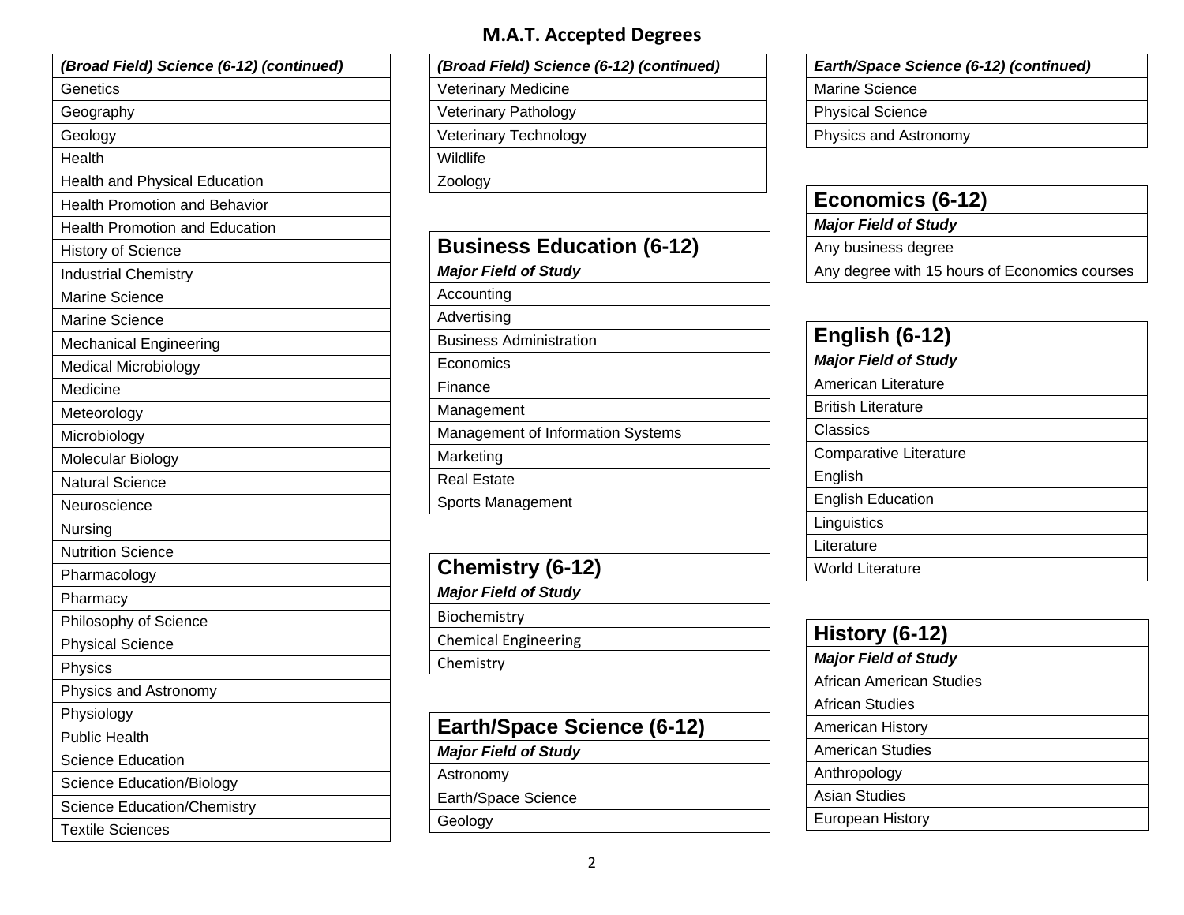## M.A.T. Accepted Degrees

| *(Broad Field) Science (6-12) (continued)* |
|---|
| Genetics |
| Geography |
| Geology |
| Health |
| Health and Physical Education |
| Health Promotion and Behavior |
| Health Promotion and Education |
| History of Science |
| Industrial Chemistry |
| Marine Science |
| Marine Science |
| Mechanical Engineering |
| Medical Microbiology |
| Medicine |
| Meteorology |
| Microbiology |
| Molecular Biology |
| Natural Science |
| Neuroscience |
| Nursing |
| Nutrition Science |
| Pharmacology |
| Pharmacy |
| Philosophy of Science |
| Physical Science |
| Physics |
| Physics and Astronomy |
| Physiology |
| Public Health |
| Science Education |
| Science Education/Biology |
| Science Education/Chemistry |
| Textile Sciences |
| Veterinary Medicine |
| Veterinary Pathology |
| Veterinary Technology |
| Wildlife |
| Zoology |

### Business Education (6-12)

| ***Major Field of Study*** |
|---|
| Accounting |
| Advertising |
| Business Administration |
| Economics |
| Finance |
| Management |
| Management of Information Systems |
| Marketing |
| Real Estate |
| Sports Management |

### Chemistry (6-12)

| ***Major Field of Study*** |
|---|
| Biochemistry |
| Chemical Engineering |
| Chemistry |

### Earth/Space Science (6-12)

| ***Major Field of Study*** |
|---|
| Astronomy |
| Earth/Space Science |
| Geology |
| Marine Science |
| Physical Science |
| Physics and Astronomy |

### Economics (6-12)

| ***Major Field of Study*** |
|---|
| Any business degree |
| Any degree with 15 hours of Economics courses |

### English (6-12)

| ***Major Field of Study*** |
|---|
| American Literature |
| British Literature |
| Classics |
| Comparative Literature |
| English |
| English Education |
| Linguistics |
| Literature |
| World Literature |

### History (6-12)

| ***Major Field of Study*** |
|---|
| African American Studies |
| African Studies |
| American History |
| American Studies |
| Anthropology |
| Asian Studies |
| European History |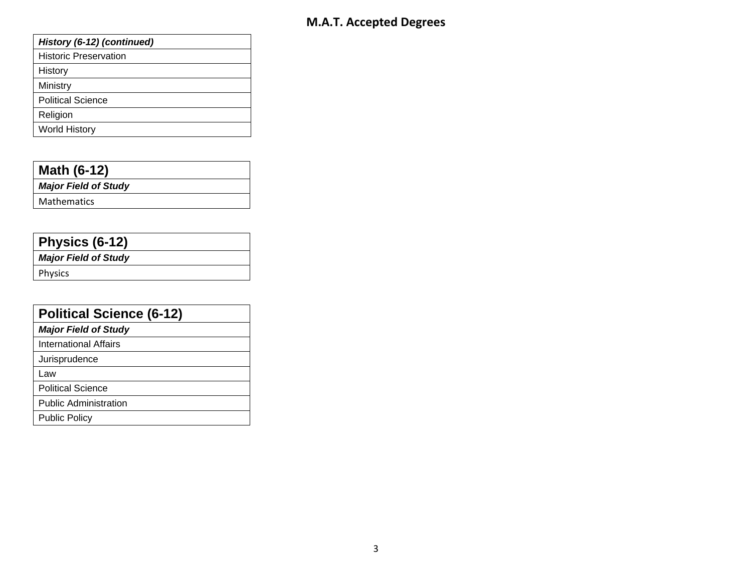## M.A.T. Accepted Degrees

| ***History (6-12) (continued)*** |
|---|
| Historic Preservation |
| History |
| Ministry |
| Political Science |
| Religion |
| World History |

| **Math (6-12)** |
|---|
| ***Major Field of Study*** |
| Mathematics |

| **Physics (6-12)** |
|---|
| ***Major Field of Study*** |
| Physics |

| **Political Science (6-12)** |
|---|
| ***Major Field of Study*** |
| International Affairs |
| Jurisprudence |
| Law |
| Political Science |
| Public Administration |
| Public Policy |